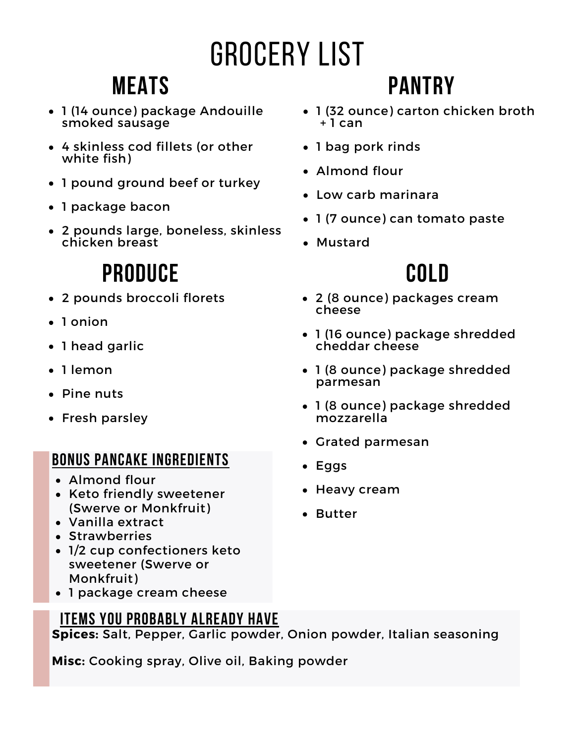# GROCERY LIST

## MEATS

- 1 (14 ounce) package Andouille smoked sausage
- 4 skinless cod fillets (or other white fish)
- 1 pound ground beef or turkey
- 1 package bacon
- 2 pounds large, boneless, skinless chicken breast

## PRODUCE

- 2 pounds broccoli florets
- 1 onion
- 1 head garlic
- 1 lemon
- Pine nuts
- Fresh parsley

### BONUS PANCAKE INGREDIENTS

- Almond flour
- Keto friendly sweetener (Swerve or Monkfruit)
- Vanilla extract
- Strawberries
- 1/2 cup confectioners keto sweetener (Swerve or Monkfruit)
- 1 package cream cheese

## PANTRY

- 1 (32 ounce) carton chicken broth + 1 can
- 1 bag pork rinds
- Almond flour
- Low carb marinara
- 1 (7 ounce) can tomato paste
- Mustard

## COLD

- 2 (8 ounce) packages cream cheese
- 1 (16 ounce) package shredded cheddar cheese
- 1 (8 ounce) package shredded parmesan
- 1 (8 ounce) package shredded mozzarella
- Grated parmesan
- Eggs
- Heavy cream
- Butter

### ITEMS YOU PROBABLY ALREADY HAVE

**Spices:** Salt, Pepper, Garlic powder, Onion powder, Italian seasoning

**Misc:** Cooking spray, Olive oil, Baking powder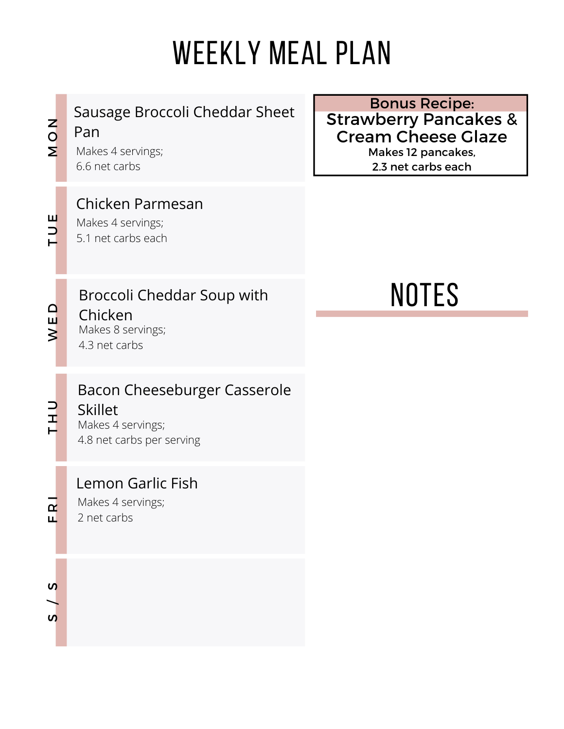# WEEKLY MEAL PLAN

**MON**

Sausage Broccoli Cheddar Sheet Pan

Makes 4 servings;
6.6 net carbs

**TUE**

Chicken Parmesan

Makes 4 servings;
5.1 net carbs each

**WED**

Broccoli Cheddar Soup with Chicken

Makes 8 servings;
4.3 net carbs

**THU**

Bacon Cheeseburger Casserole Skillet

Makes 4 servings;
4.8 net carbs per serving

**FRI**

Lemon Garlic Fish

Makes 4 servings;
2 net carbs

**S / S**

**Bonus Recipe:**

**Strawberry Pancakes & Cream Cheese Glaze**

**Makes 12 pancakes,**
**2.3 net carbs each**

## NOTES